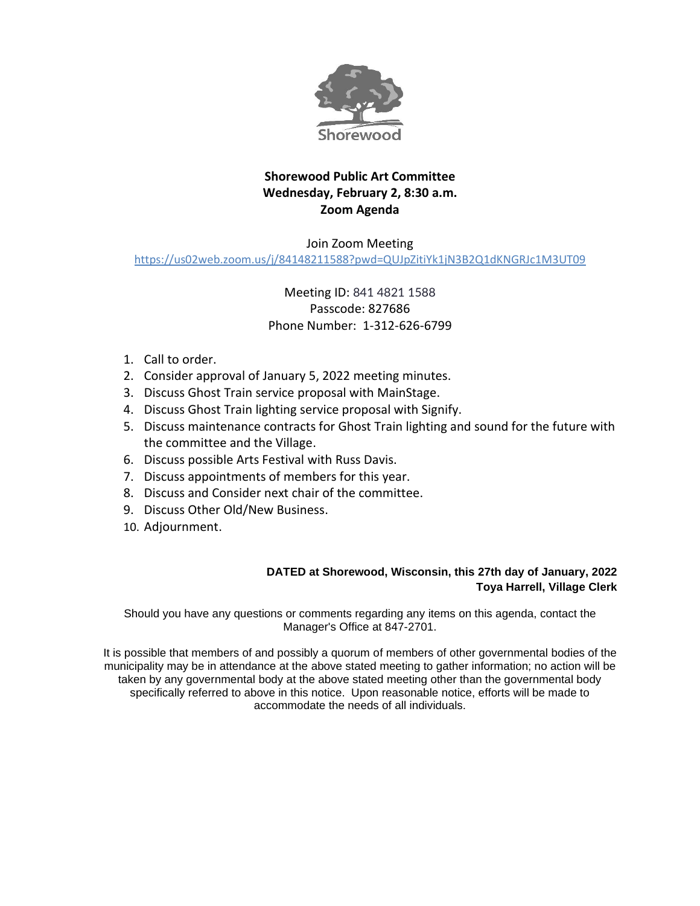Shorewood

**Shorewood Public Art Committee**
**Wednesday, February 2, 8:30 a.m.**
**Zoom Agenda**

Join Zoom Meeting
https://us02web.zoom.us/j/84148211588?pwd=QUJpZitiYk1jN3B2Q1dKNGRJc1M3UT09

Meeting ID: 841 4821 1588
Passcode: 827686
Phone Number: 1-312-626-6799

1. Call to order.
2. Consider approval of January 5, 2022 meeting minutes.
3. Discuss Ghost Train service proposal with MainStage.
4. Discuss Ghost Train lighting service proposal with Signify.
5. Discuss maintenance contracts for Ghost Train lighting and sound for the future with the committee and the Village.
6. Discuss possible Arts Festival with Russ Davis.
7. Discuss appointments of members for this year.
8. Discuss and Consider next chair of the committee.
9. Discuss Other Old/New Business.
10. Adjournment.

**DATED at Shorewood, Wisconsin, this 27th day of January, 2022**
**Toya Harrell, Village Clerk**

Should you have any questions or comments regarding any items on this agenda, contact the Manager's Office at 847-2701.

It is possible that members of and possibly a quorum of members of other governmental bodies of the municipality may be in attendance at the above stated meeting to gather information; no action will be taken by any governmental body at the above stated meeting other than the governmental body specifically referred to above in this notice. Upon reasonable notice, efforts will be made to accommodate the needs of all individuals.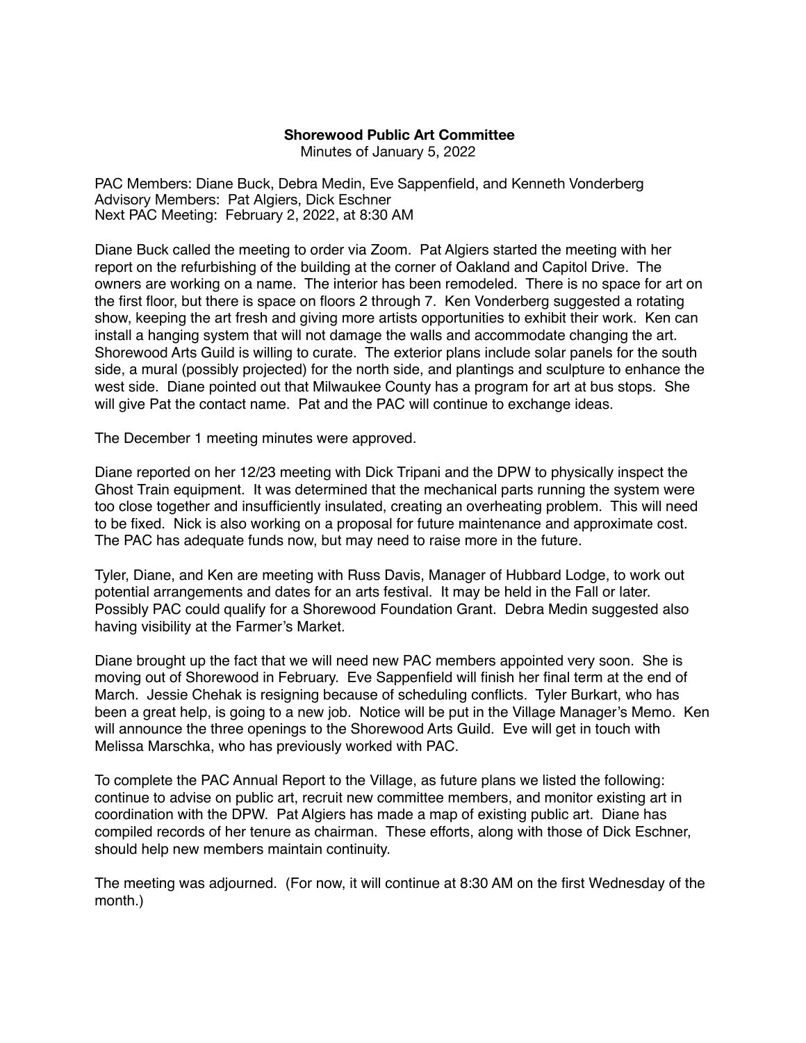**Shorewood Public Art Committee**

Minutes of January 5, 2022

PAC Members: Diane Buck, Debra Medin, Eve Sappenfield, and Kenneth Vonderberg
Advisory Members: Pat Algiers, Dick Eschner
Next PAC Meeting: February 2, 2022, at 8:30 AM

Diane Buck called the meeting to order via Zoom. Pat Algiers started the meeting with her report on the refurbishing of the building at the corner of Oakland and Capitol Drive. The owners are working on a name. The interior has been remodeled. There is no space for art on the first floor, but there is space on floors 2 through 7. Ken Vonderberg suggested a rotating show, keeping the art fresh and giving more artists opportunities to exhibit their work. Ken can install a hanging system that will not damage the walls and accommodate changing the art. Shorewood Arts Guild is willing to curate. The exterior plans include solar panels for the south side, a mural (possibly projected) for the north side, and plantings and sculpture to enhance the west side. Diane pointed out that Milwaukee County has a program for art at bus stops. She will give Pat the contact name. Pat and the PAC will continue to exchange ideas.

The December 1 meeting minutes were approved.

Diane reported on her 12/23 meeting with Dick Tripani and the DPW to physically inspect the Ghost Train equipment. It was determined that the mechanical parts running the system were too close together and insufficiently insulated, creating an overheating problem. This will need to be fixed. Nick is also working on a proposal for future maintenance and approximate cost. The PAC has adequate funds now, but may need to raise more in the future.

Tyler, Diane, and Ken are meeting with Russ Davis, Manager of Hubbard Lodge, to work out potential arrangements and dates for an arts festival. It may be held in the Fall or later. Possibly PAC could qualify for a Shorewood Foundation Grant. Debra Medin suggested also having visibility at the Farmer's Market.

Diane brought up the fact that we will need new PAC members appointed very soon. She is moving out of Shorewood in February. Eve Sappenfield will finish her final term at the end of March. Jessie Chehak is resigning because of scheduling conflicts. Tyler Burkart, who has been a great help, is going to a new job. Notice will be put in the Village Manager's Memo. Ken will announce the three openings to the Shorewood Arts Guild. Eve will get in touch with Melissa Marschka, who has previously worked with PAC.

To complete the PAC Annual Report to the Village, as future plans we listed the following: continue to advise on public art, recruit new committee members, and monitor existing art in coordination with the DPW. Pat Algiers has made a map of existing public art. Diane has compiled records of her tenure as chairman. These efforts, along with those of Dick Eschner, should help new members maintain continuity.

The meeting was adjourned. (For now, it will continue at 8:30 AM on the first Wednesday of the month.)